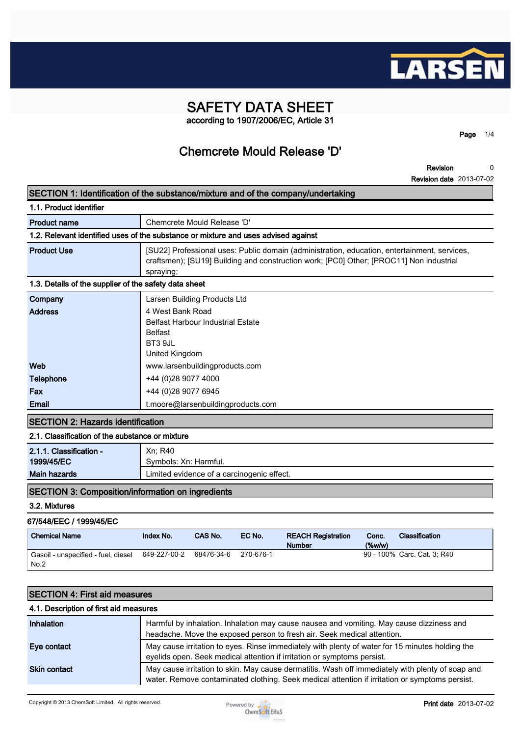# SAFETY DATA SHEET

according to 1907/2006/EC, Article 31

## Chemcrete Mould Release 'D'

**Revision** 0
**Revision date** 2013-07-02

## SECTION 1: Identification of the substance/mixture and of the company/undertaking

### 1.1. Product identifier

| | |
|---|---|
| **Product name** | Chemcrete Mould Release 'D' |

### 1.2. Relevant identified uses of the substance or mixture and uses advised against

| | |
|---|---|
| **Product Use** | [SU22] Professional uses: Public domain (administration, education, entertainment, services, craftsmen); [SU19] Building and construction work; [PC0] Other; [PROC11] Non industrial spraying; |

### 1.3. Details of the supplier of the safety data sheet

| | |
|---|---|
| **Company** | Larsen Building Products Ltd |
| **Address** | 4 West Bank Road<br>Belfast Harbour Industrial Estate<br>Belfast<br>BT3 9JL<br>United Kingdom |
| **Web** | www.larsenbuildingproducts.com |
| **Telephone** | +44 (0)28 9077 4000 |
| **Fax** | +44 (0)28 9077 6945 |
| **Email** | t.moore@larsenbuildingproducts.com |

## SECTION 2: Hazards identification

### 2.1. Classification of the substance or mixture

| | |
|---|---|
| **2.1.1. Classification - 1999/45/EC** | Xn; R40<br>Symbols: Xn: Harmful. |
| **Main hazards** | Limited evidence of a carcinogenic effect. |

## SECTION 3: Composition/information on ingredients

### 3.2. Mixtures

**67/548/EEC / 1999/45/EC**

| Chemical Name | Index No. | CAS No. | EC No. | REACH Registration Number | Conc. (%w/w) | Classification |
|---|---|---|---|---|---|---|
| Gasoil - unspecified - fuel, diesel No.2 | 649-227-00-2 | 68476-34-6 | 270-676-1 | | 90 - 100% | Carc. Cat. 3; R40 |

## SECTION 4: First aid measures

### 4.1. Description of first aid measures

| | |
|---|---|
| **Inhalation** | Harmful by inhalation. Inhalation may cause nausea and vomiting. May cause dizziness and headache. Move the exposed person to fresh air. Seek medical attention. |
| **Eye contact** | May cause irritation to eyes. Rinse immediately with plenty of water for 15 minutes holding the eyelids open. Seek medical attention if irritation or symptoms persist. |
| **Skin contact** | May cause irritation to skin. May cause dermatitis. Wash off immediately with plenty of soap and water. Remove contaminated clothing. Seek medical attention if irritation or symptoms persist. |

Copyright © 2013 ChemSoft Limited. All rights reserved.

**Print date** 2013-07-02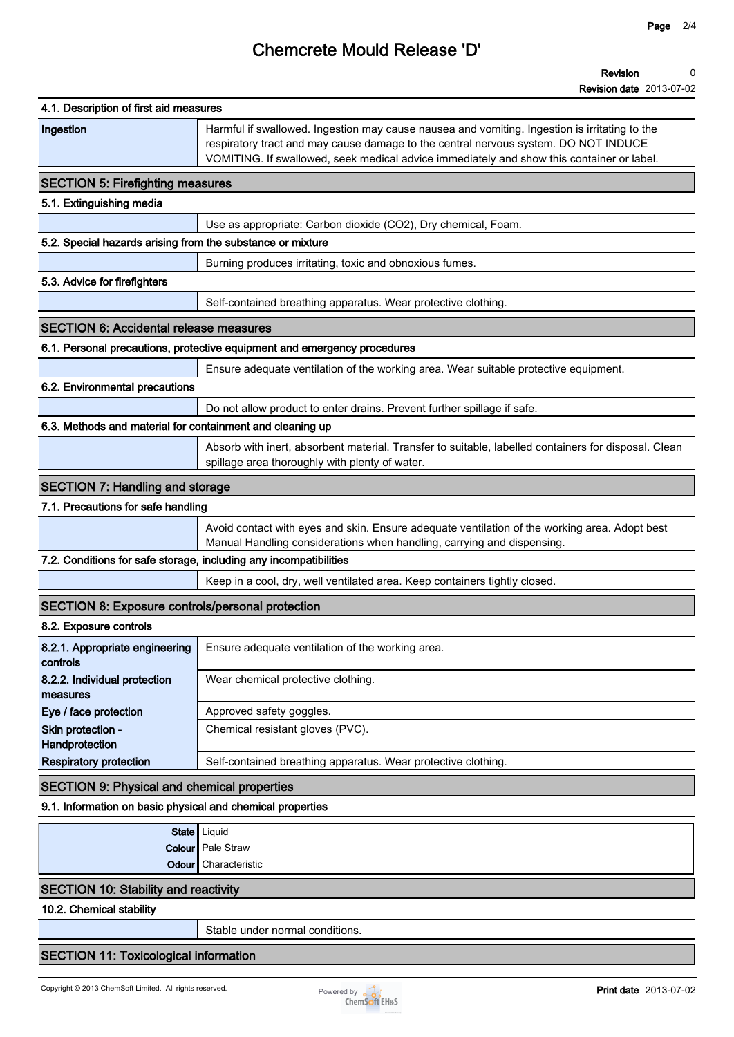# Chemcrete Mould Release 'D'

**Revision** 0
**Revision date** 2013-07-02

### 4.1. Description of first aid measures

| | |
|---|---|
| **Ingestion** | Harmful if swallowed. Ingestion may cause nausea and vomiting. Ingestion is irritating to the respiratory tract and may cause damage to the central nervous system. DO NOT INDUCE VOMITING. If swallowed, seek medical advice immediately and show this container or label. |

## SECTION 5: Firefighting measures

### 5.1. Extinguishing media

Use as appropriate: Carbon dioxide ($CO_2$), Dry chemical, Foam.

### 5.2. Special hazards arising from the substance or mixture

Burning produces irritating, toxic and obnoxious fumes.

### 5.3. Advice for firefighters

Self-contained breathing apparatus. Wear protective clothing.

## SECTION 6: Accidental release measures

### 6.1. Personal precautions, protective equipment and emergency procedures

Ensure adequate ventilation of the working area. Wear suitable protective equipment.

### 6.2. Environmental precautions

Do not allow product to enter drains. Prevent further spillage if safe.

### 6.3. Methods and material for containment and cleaning up

Absorb with inert, absorbent material. Transfer to suitable, labelled containers for disposal. Clean spillage area thoroughly with plenty of water.

## SECTION 7: Handling and storage

### 7.1. Precautions for safe handling

Avoid contact with eyes and skin. Ensure adequate ventilation of the working area. Adopt best Manual Handling considerations when handling, carrying and dispensing.

### 7.2. Conditions for safe storage, including any incompatibilities

Keep in a cool, dry, well ventilated area. Keep containers tightly closed.

## SECTION 8: Exposure controls/personal protection

### 8.2. Exposure controls

| | |
|---|---|
| **8.2.1. Appropriate engineering controls** | Ensure adequate ventilation of the working area. |
| **8.2.2. Individual protection measures** | Wear chemical protective clothing. |
| **Eye / face protection** | Approved safety goggles. |
| **Skin protection - Handprotection** | Chemical resistant gloves (PVC). |
| **Respiratory protection** | Self-contained breathing apparatus. Wear protective clothing. |

## SECTION 9: Physical and chemical properties

### 9.1. Information on basic physical and chemical properties

| | |
|---|---|
| **State** | Liquid |
| **Colour** | Pale Straw |
| **Odour** | Characteristic |

## SECTION 10: Stability and reactivity

### 10.2. Chemical stability

Stable under normal conditions.

## SECTION 11: Toxicological information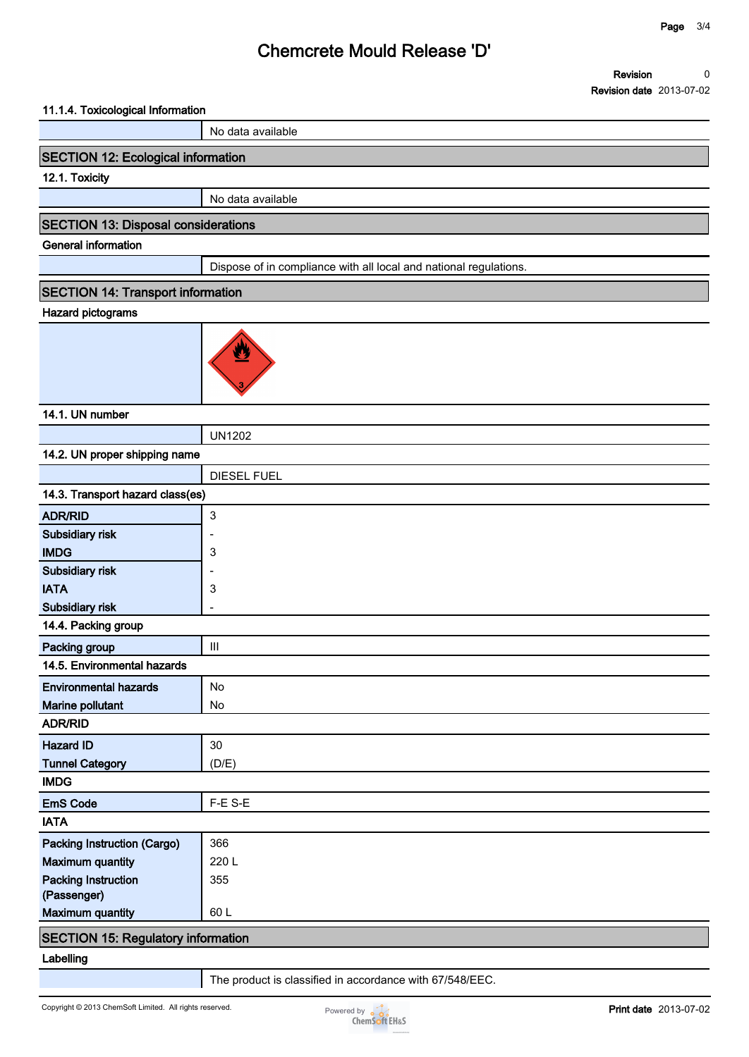# Chemcrete Mould Release 'D'

| Revision | 0 |
|---|---|
| Revision date | 2013-07-02 |

### 11.1.4. Toxicological Information

| | No data available |
|---|---|

## SECTION 12: Ecological information

### 12.1. Toxicity

| | No data available |
|---|---|

## SECTION 13: Disposal considerations

### General information

| | Dispose of in compliance with all local and national regulations. |
|---|---|

## SECTION 14: Transport information

### Hazard pictograms

### 14.1. UN number

| | UN1202 |
|---|---|

### 14.2. UN proper shipping name

| | DIESEL FUEL |
|---|---|

### 14.3. Transport hazard class(es)

| | |
|---|---|
| **ADR/RID** | 3 |
| **Subsidiary risk** | - |
| **IMDG** | 3 |
| **Subsidiary risk** | - |
| **IATA** | 3 |
| **Subsidiary risk** | - |

### 14.4. Packing group

| | |
|---|---|
| **Packing group** | III |

### 14.5. Environmental hazards

| | |
|---|---|
| **Environmental hazards** | No |
| **Marine pollutant** | No |

### ADR/RID

| | |
|---|---|
| **Hazard ID** | 30 |
| **Tunnel Category** | (D/E) |

### IMDG

| | |
|---|---|
| **EmS Code** | F-E S-E |

### IATA

| | |
|---|---|
| **Packing Instruction (Cargo)** | 366 |
| **Maximum quantity** | 220 L |
| **Packing Instruction (Passenger)** | 355 |
| **Maximum quantity** | 60 L |

## SECTION 15: Regulatory information

### Labelling

| | The product is classified in accordance with 67/548/EEC. |
|---|---|

Copyright © 2013 ChemSoft Limited. All rights reserved.

Print date 2013-07-02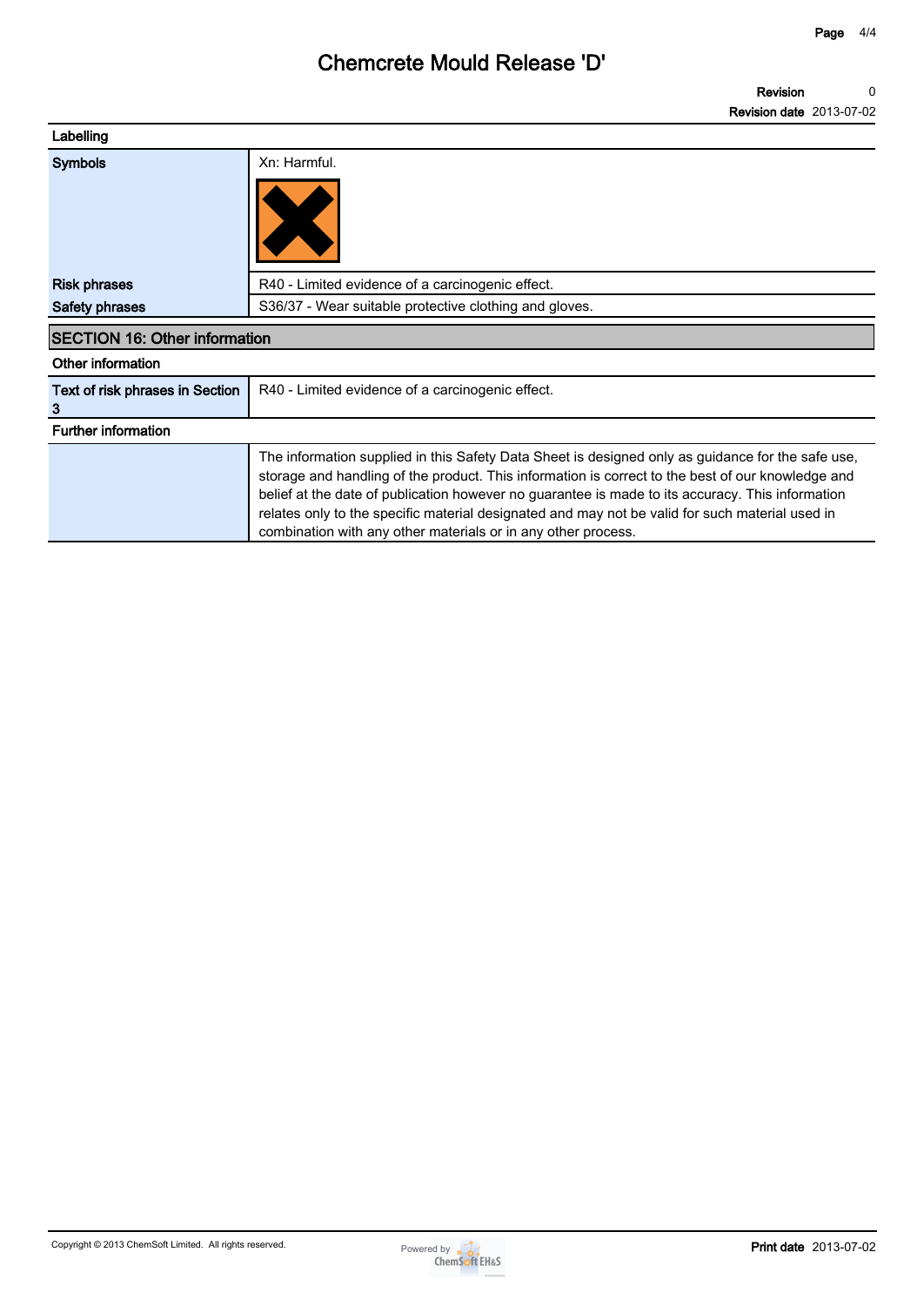### Labelling

| | |
|---|---|
| **Symbols** | Xn: Harmful. |
| **Risk phrases** | R40 - Limited evidence of a carcinogenic effect. |
| **Safety phrases** | S36/37 - Wear suitable protective clothing and gloves. |

## SECTION 16: Other information

### Other information

| | |
|---|---|
| **Text of risk phrases in Section 3** | R40 - Limited evidence of a carcinogenic effect. |

### Further information

The information supplied in this Safety Data Sheet is designed only as guidance for the safe use, storage and handling of the product. This information is correct to the best of our knowledge and belief at the date of publication however no guarantee is made to its accuracy. This information relates only to the specific material designated and may not be valid for such material used in combination with any other materials or in any other process.